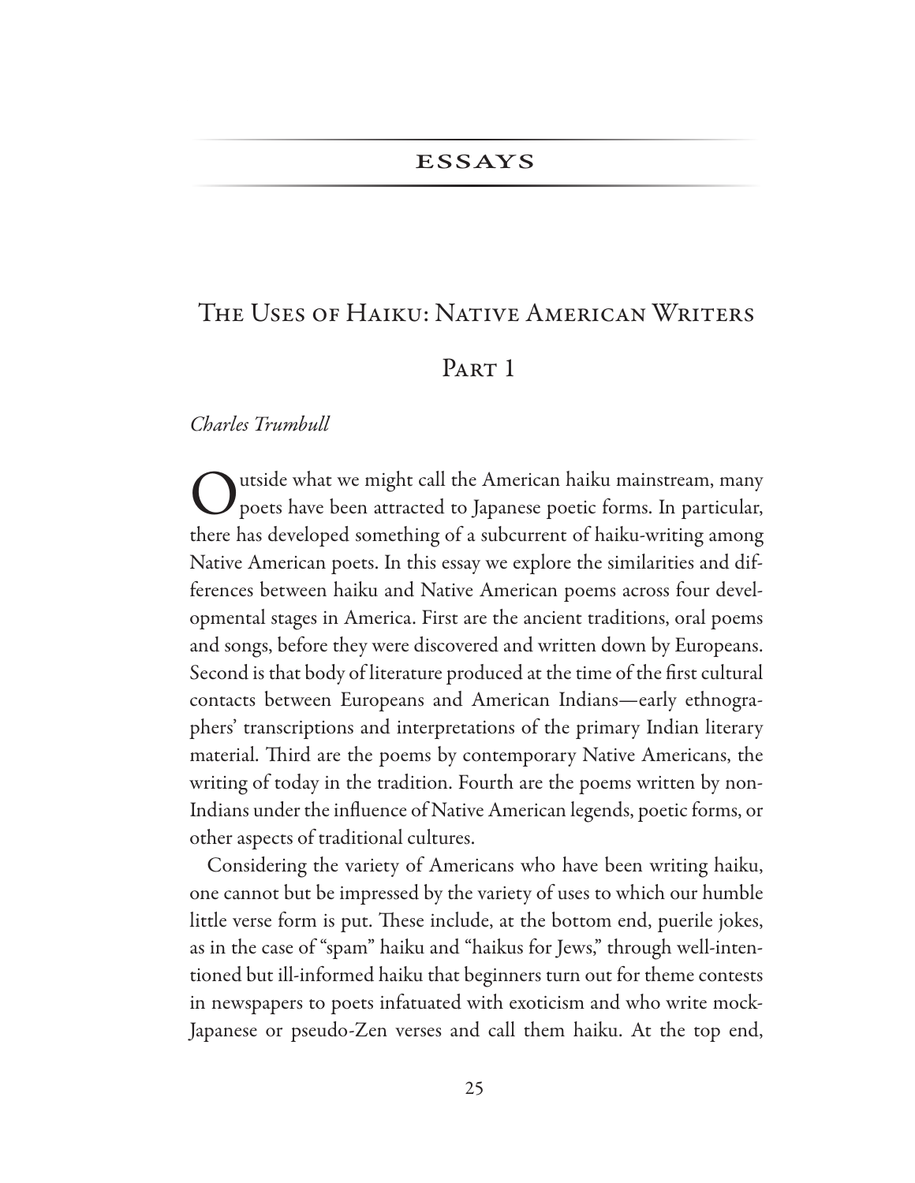## ESSAYS

# The Uses of Haiku: Native American Writers

## Part 1

*Charles Trumbull*

Outside what we might call the American haiku mainstream, many poets have been attracted to Japanese poetic forms. In particular, there has developed something of a subcurrent of haiku-writing among Native American poets. In this essay we explore the similarities and differences between haiku and Native American poems across four developmental stages in America. First are the ancient traditions, oral poems and songs, before they were discovered and written down by Europeans. Second is that body of literature produced at the time of the first cultural contacts between Europeans and American Indians—early ethnographers' transcriptions and interpretations of the primary Indian literary material. Third are the poems by contemporary Native Americans, the writing of today in the tradition. Fourth are the poems written by non-Indians under the influence of Native American legends, poetic forms, or other aspects of traditional cultures.

Considering the variety of Americans who have been writing haiku, one cannot but be impressed by the variety of uses to which our humble little verse form is put. These include, at the bottom end, puerile jokes, as in the case of "spam" haiku and "haikus for Jews," through well-intentioned but ill-informed haiku that beginners turn out for theme contests in newspapers to poets infatuated with exoticism and who write mock-Japanese or pseudo-Zen verses and call them haiku. At the top end,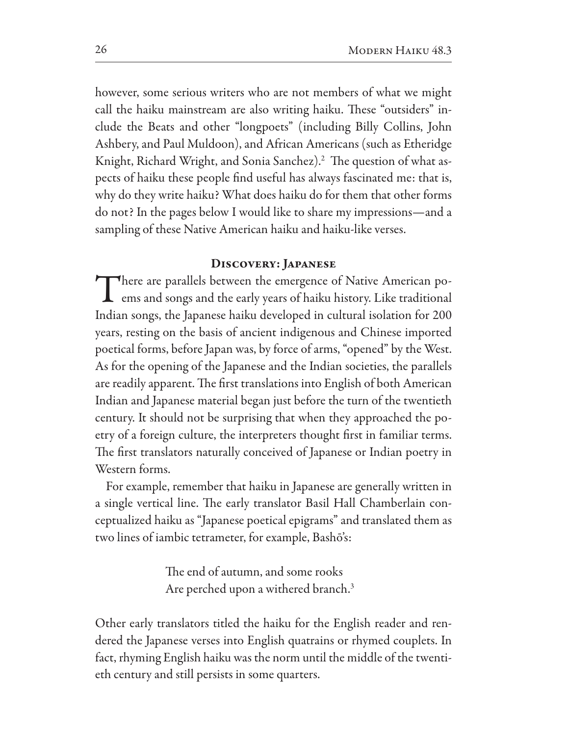however, some serious writers who are not members of what we might call the haiku mainstream are also writing haiku. These "outsiders" include the Beats and other "longpoets" (including Billy Collins, John Ashbery, and Paul Muldoon), and African Americans (such as Etheridge Knight, Richard Wright, and Sonia Sanchez).[2] The question of what aspects of haiku these people find useful has always fascinated me: that is, why do they write haiku? What does haiku do for them that other forms do not? In the pages below I would like to share my impressions—and a sampling of these Native American haiku and haiku-like verses.

## Discovery: Japanese

There are parallels between the emergence of Native American poems and songs and the early years of haiku history. Like traditional Indian songs, the Japanese haiku developed in cultural isolation for 200 years, resting on the basis of ancient indigenous and Chinese imported poetical forms, before Japan was, by force of arms, "opened" by the West. As for the opening of the Japanese and the Indian societies, the parallels are readily apparent. The first translations into English of both American Indian and Japanese material began just before the turn of the twentieth century. It should not be surprising that when they approached the poetry of a foreign culture, the interpreters thought first in familiar terms. The first translators naturally conceived of Japanese or Indian poetry in Western forms.

For example, remember that haiku in Japanese are generally written in a single vertical line. The early translator Basil Hall Chamberlain conceptualized haiku as "Japanese poetical epigrams" and translated them as two lines of iambic tetrameter, for example, Bashō's:

> The end of autumn, and some rooks
> Are perched upon a withered branch.[3]

Other early translators titled the haiku for the English reader and rendered the Japanese verses into English quatrains or rhymed couplets. In fact, rhyming English haiku was the norm until the middle of the twentieth century and still persists in some quarters.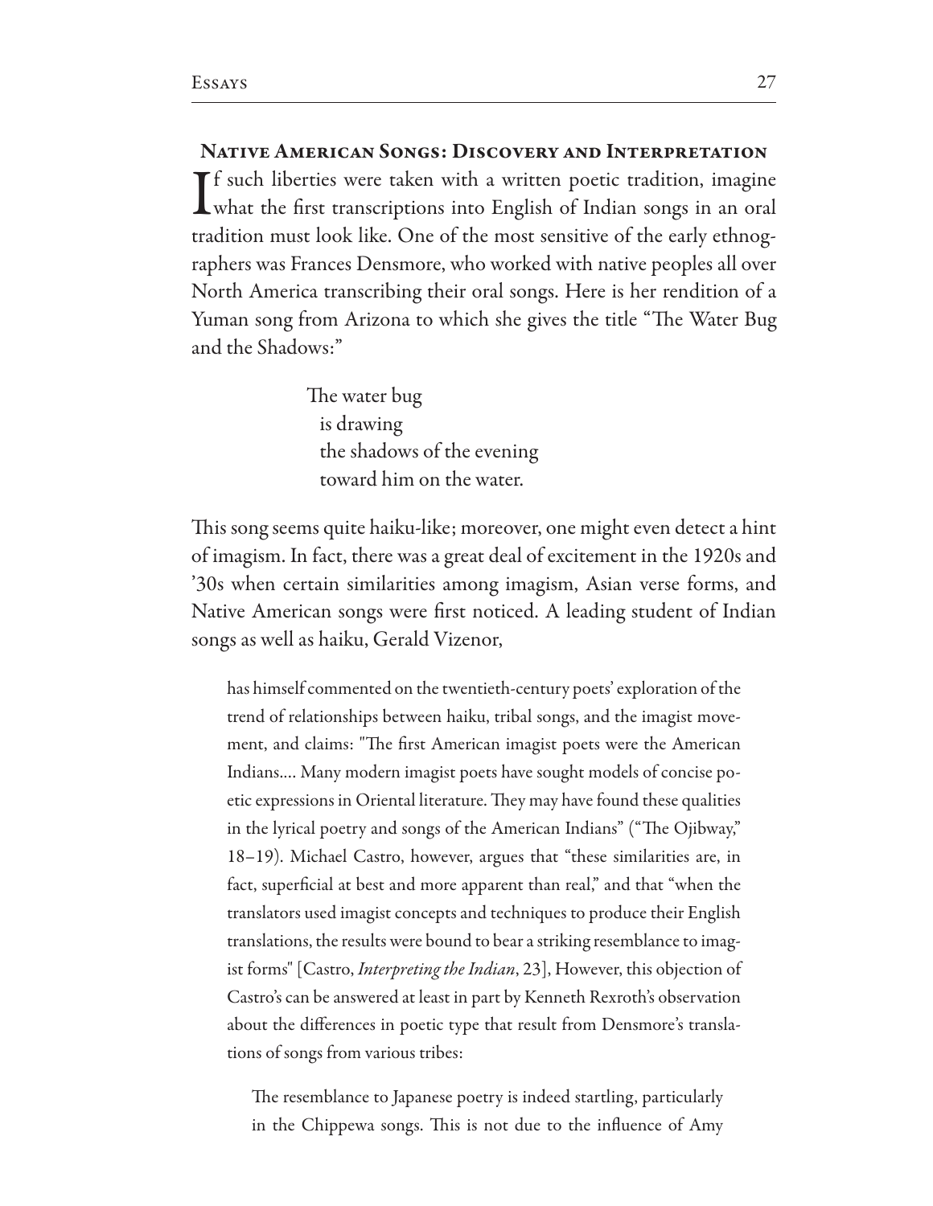## Native American Songs: Discovery and Interpretation

If such liberties were taken with a written poetic tradition, imagine what the first transcriptions into English of Indian songs in an oral tradition must look like. One of the most sensitive of the early ethnographers was Frances Densmore, who worked with native peoples all over North America transcribing their oral songs. Here is her rendition of a Yuman song from Arizona to which she gives the title "The Water Bug and the Shadows:"

> The water bug
>   is drawing
>   the shadows of the evening
>   toward him on the water.

This song seems quite haiku-like; moreover, one might even detect a hint of imagism. In fact, there was a great deal of excitement in the 1920s and '30s when certain similarities among imagism, Asian verse forms, and Native American songs were first noticed. A leading student of Indian songs as well as haiku, Gerald Vizenor,

> has himself commented on the twentieth-century poets' exploration of the trend of relationships between haiku, tribal songs, and the imagist movement, and claims: "The first American imagist poets were the American Indians.... Many modern imagist poets have sought models of concise poetic expressions in Oriental literature. They may have found these qualities in the lyrical poetry and songs of the American Indians" ("The Ojibway," 18–19). Michael Castro, however, argues that "these similarities are, in fact, superficial at best and more apparent than real," and that "when the translators used imagist concepts and techniques to produce their English translations, the results were bound to bear a striking resemblance to imagist forms" [Castro, *Interpreting the Indian*, 23], However, this objection of Castro's can be answered at least in part by Kenneth Rexroth's observation about the differences in poetic type that result from Densmore's translations of songs from various tribes:
>
> > The resemblance to Japanese poetry is indeed startling, particularly in the Chippewa songs. This is not due to the influence of Amy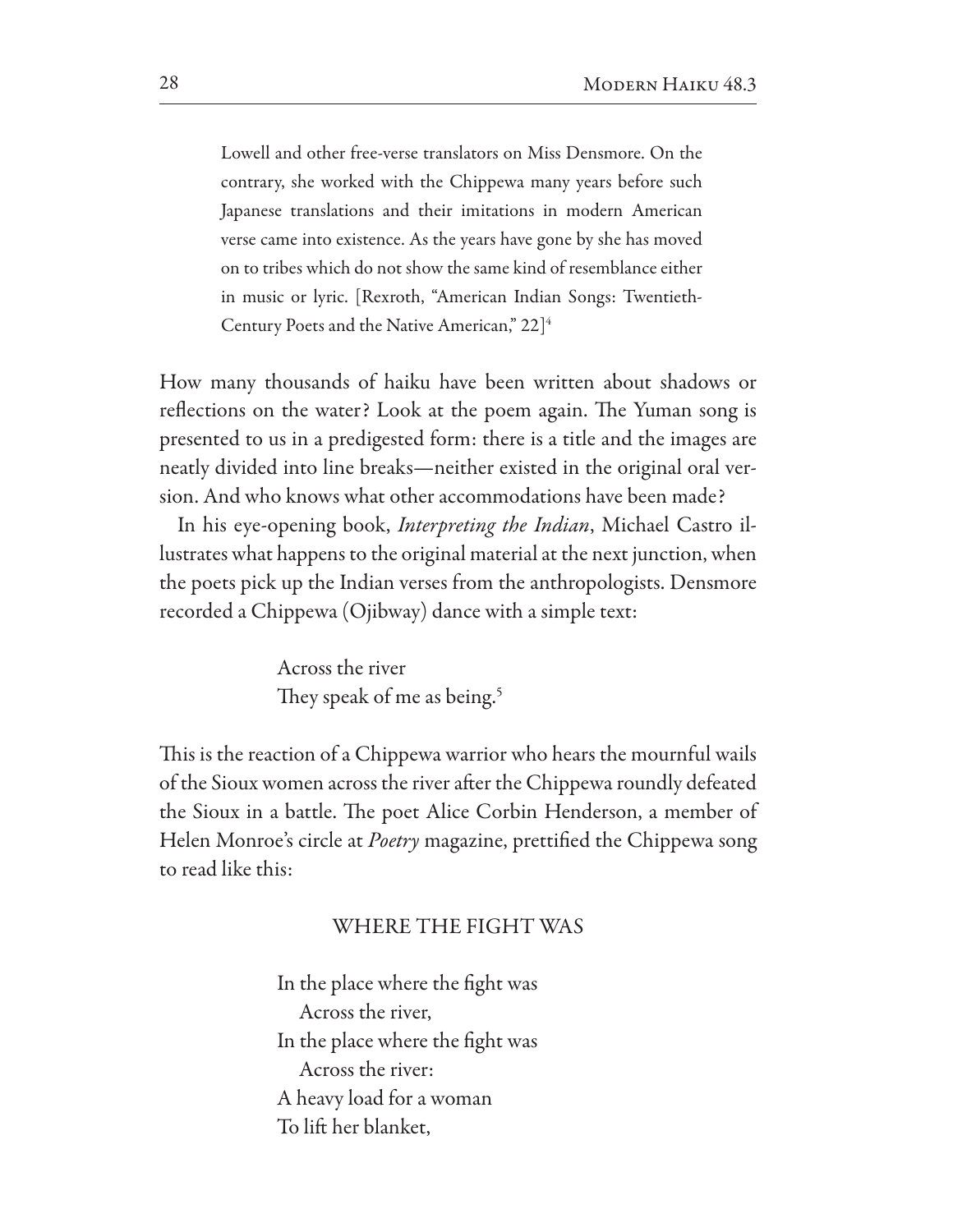> Lowell and other free-verse translators on Miss Densmore. On the contrary, she worked with the Chippewa many years before such Japanese translations and their imitations in modern American verse came into existence. As the years have gone by she has moved on to tribes which do not show the same kind of resemblance either in music or lyric. [Rexroth, "American Indian Songs: Twentieth-Century Poets and the Native American," 22][4]

How many thousands of haiku have been written about shadows or reflections on the water? Look at the poem again. The Yuman song is presented to us in a predigested form: there is a title and the images are neatly divided into line breaks—neither existed in the original oral version. And who knows what other accommodations have been made?

In his eye-opening book, *Interpreting the Indian*, Michael Castro illustrates what happens to the original material at the next junction, when the poets pick up the Indian verses from the anthropologists. Densmore recorded a Chippewa (Ojibway) dance with a simple text:

> Across the river
> They speak of me as being.[5]

This is the reaction of a Chippewa warrior who hears the mournful wails of the Sioux women across the river after the Chippewa roundly defeated the Sioux in a battle. The poet Alice Corbin Henderson, a member of Helen Monroe's circle at *Poetry* magazine, prettified the Chippewa song to read like this:

> WHERE THE FIGHT WAS
>
> In the place where the fight was
>   Across the river,
> In the place where the fight was
>   Across the river:
> A heavy load for a woman
> To lift her blanket,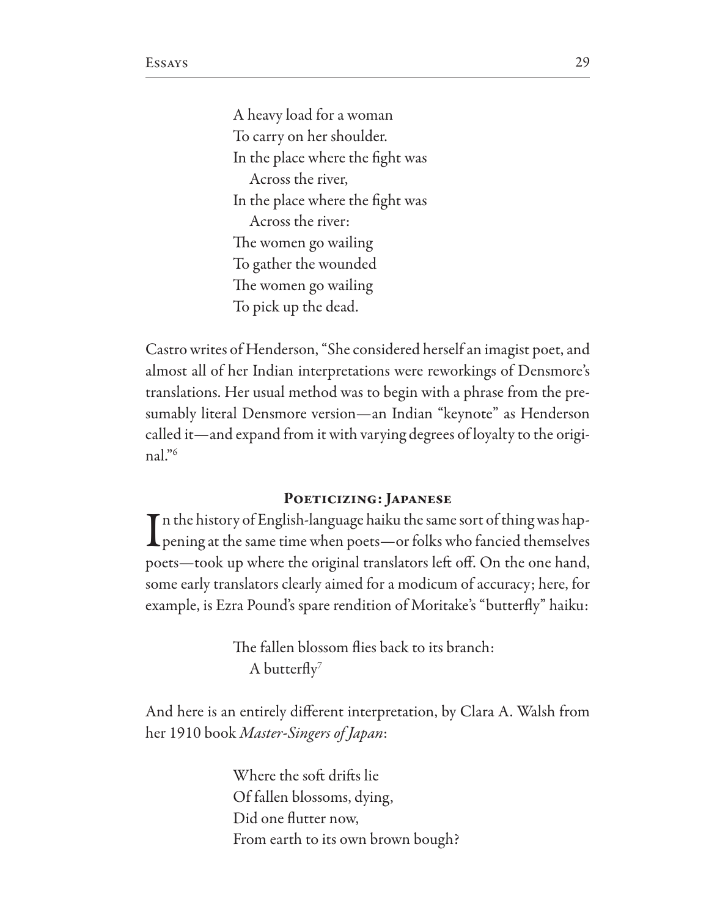A heavy load for a woman  
To carry on her shoulder.  
In the place where the fight was  
  Across the river,  
In the place where the fight was  
  Across the river:  
The women go wailing  
To gather the wounded  
The women go wailing  
To pick up the dead.

Castro writes of Henderson, "She considered herself an imagist poet, and almost all of her Indian interpretations were reworkings of Densmore's translations. Her usual method was to begin with a phrase from the presumably literal Densmore version—an Indian "keynote" as Henderson called it—and expand from it with varying degrees of loyalty to the original."[6]

### Poeticizing: Japanese

In the history of English-language haiku the same sort of thing was happening at the same time when poets—or folks who fancied themselves poets—took up where the original translators left off. On the one hand, some early translators clearly aimed for a modicum of accuracy; here, for example, is Ezra Pound's spare rendition of Moritake's "butterfly" haiku:

The fallen blossom flies back to its branch:  
  A butterfly[7]

And here is an entirely different interpretation, by Clara A. Walsh from her 1910 book *Master-Singers of Japan*:

Where the soft drifts lie  
Of fallen blossoms, dying,  
Did one flutter now,  
From earth to its own brown bough?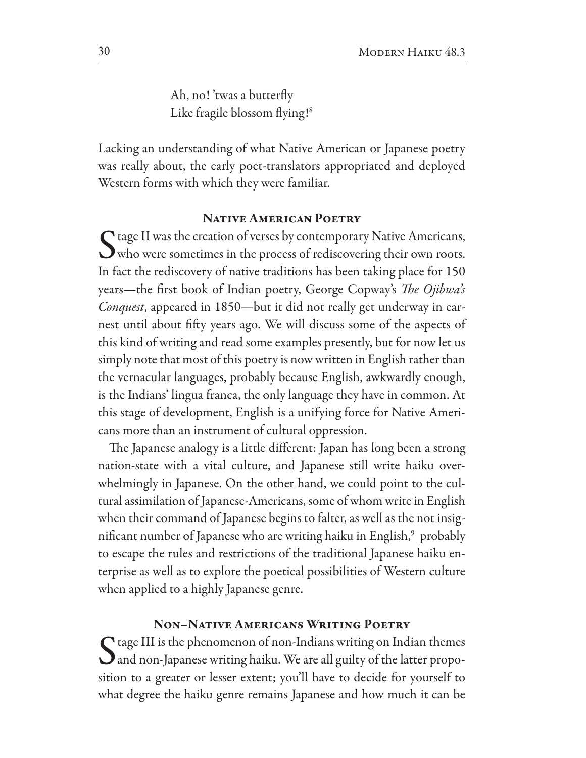Ah, no! 'twas a butterfly
Like fragile blossom flying![8]

Lacking an understanding of what Native American or Japanese poetry was really about, the early poet-translators appropriated and deployed Western forms with which they were familiar.

## Native American Poetry

Stage II was the creation of verses by contemporary Native Americans, who were sometimes in the process of rediscovering their own roots. In fact the rediscovery of native traditions has been taking place for 150 years—the first book of Indian poetry, George Copway's *The Ojibwa's Conquest*, appeared in 1850—but it did not really get underway in earnest until about fifty years ago. We will discuss some of the aspects of this kind of writing and read some examples presently, but for now let us simply note that most of this poetry is now written in English rather than the vernacular languages, probably because English, awkwardly enough, is the Indians' lingua franca, the only language they have in common. At this stage of development, English is a unifying force for Native Americans more than an instrument of cultural oppression.

The Japanese analogy is a little different: Japan has long been a strong nation-state with a vital culture, and Japanese still write haiku overwhelmingly in Japanese. On the other hand, we could point to the cultural assimilation of Japanese-Americans, some of whom write in English when their command of Japanese begins to falter, as well as the not insignificant number of Japanese who are writing haiku in English,[9] probably to escape the rules and restrictions of the traditional Japanese haiku enterprise as well as to explore the poetical possibilities of Western culture when applied to a highly Japanese genre.

## Non–Native Americans Writing Poetry

Stage III is the phenomenon of non-Indians writing on Indian themes and non-Japanese writing haiku. We are all guilty of the latter proposition to a greater or lesser extent; you'll have to decide for yourself to what degree the haiku genre remains Japanese and how much it can be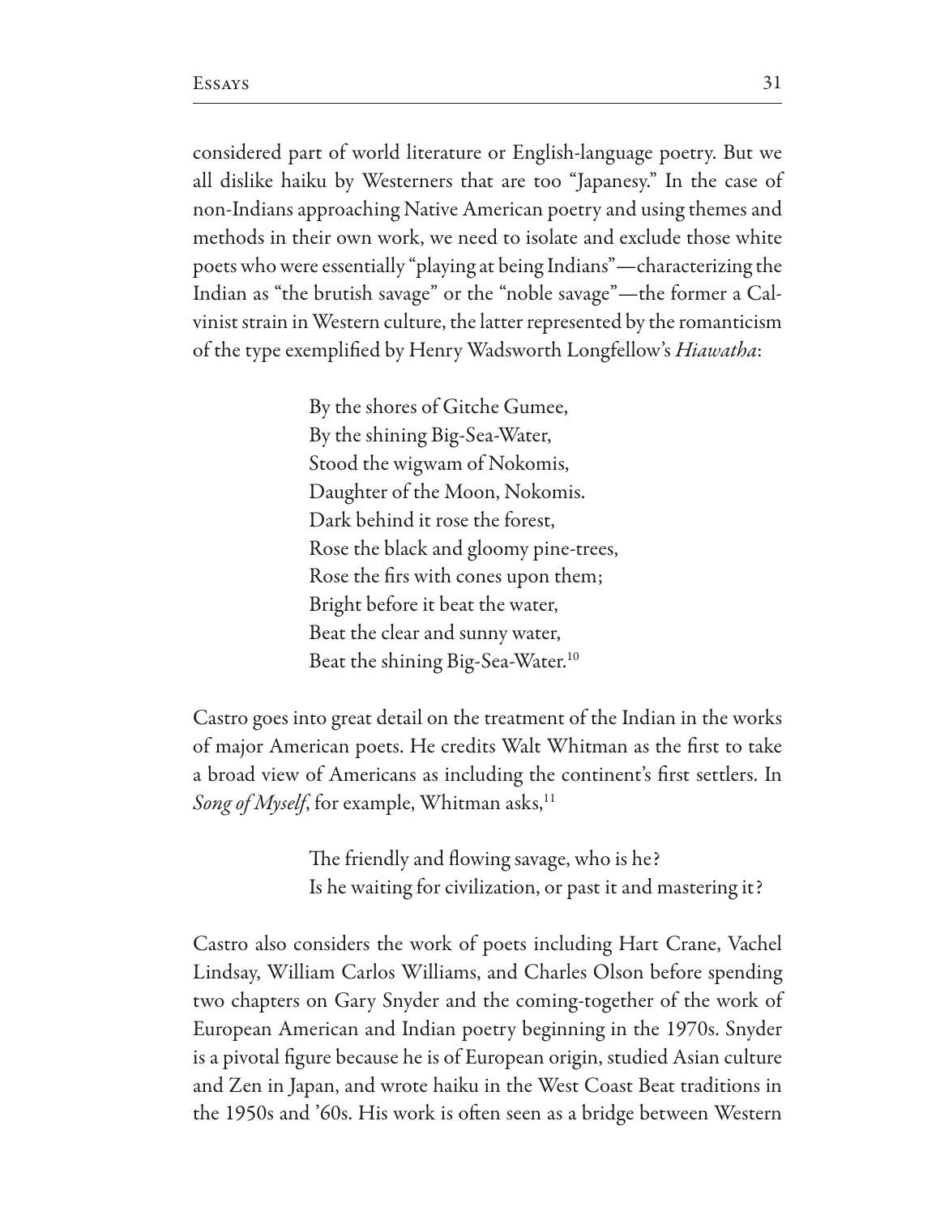considered part of world literature or English-language poetry. But we all dislike haiku by Westerners that are too "Japanesy." In the case of non-Indians approaching Native American poetry and using themes and methods in their own work, we need to isolate and exclude those white poets who were essentially "playing at being Indians"—characterizing the Indian as "the brutish savage" or the "noble savage"—the former a Calvinist strain in Western culture, the latter represented by the romanticism of the type exemplified by Henry Wadsworth Longfellow's *Hiawatha*:

> By the shores of Gitche Gumee,
> By the shining Big-Sea-Water,
> Stood the wigwam of Nokomis,
> Daughter of the Moon, Nokomis.
> Dark behind it rose the forest,
> Rose the black and gloomy pine-trees,
> Rose the firs with cones upon them;
> Bright before it beat the water,
> Beat the clear and sunny water,
> Beat the shining Big-Sea-Water.[10]

Castro goes into great detail on the treatment of the Indian in the works of major American poets. He credits Walt Whitman as the first to take a broad view of Americans as including the continent's first settlers. In *Song of Myself*, for example, Whitman asks,[11]

> The friendly and flowing savage, who is he?
> Is he waiting for civilization, or past it and mastering it?

Castro also considers the work of poets including Hart Crane, Vachel Lindsay, William Carlos Williams, and Charles Olson before spending two chapters on Gary Snyder and the coming-together of the work of European American and Indian poetry beginning in the 1970s. Snyder is a pivotal figure because he is of European origin, studied Asian culture and Zen in Japan, and wrote haiku in the West Coast Beat traditions in the 1950s and '60s. His work is often seen as a bridge between Western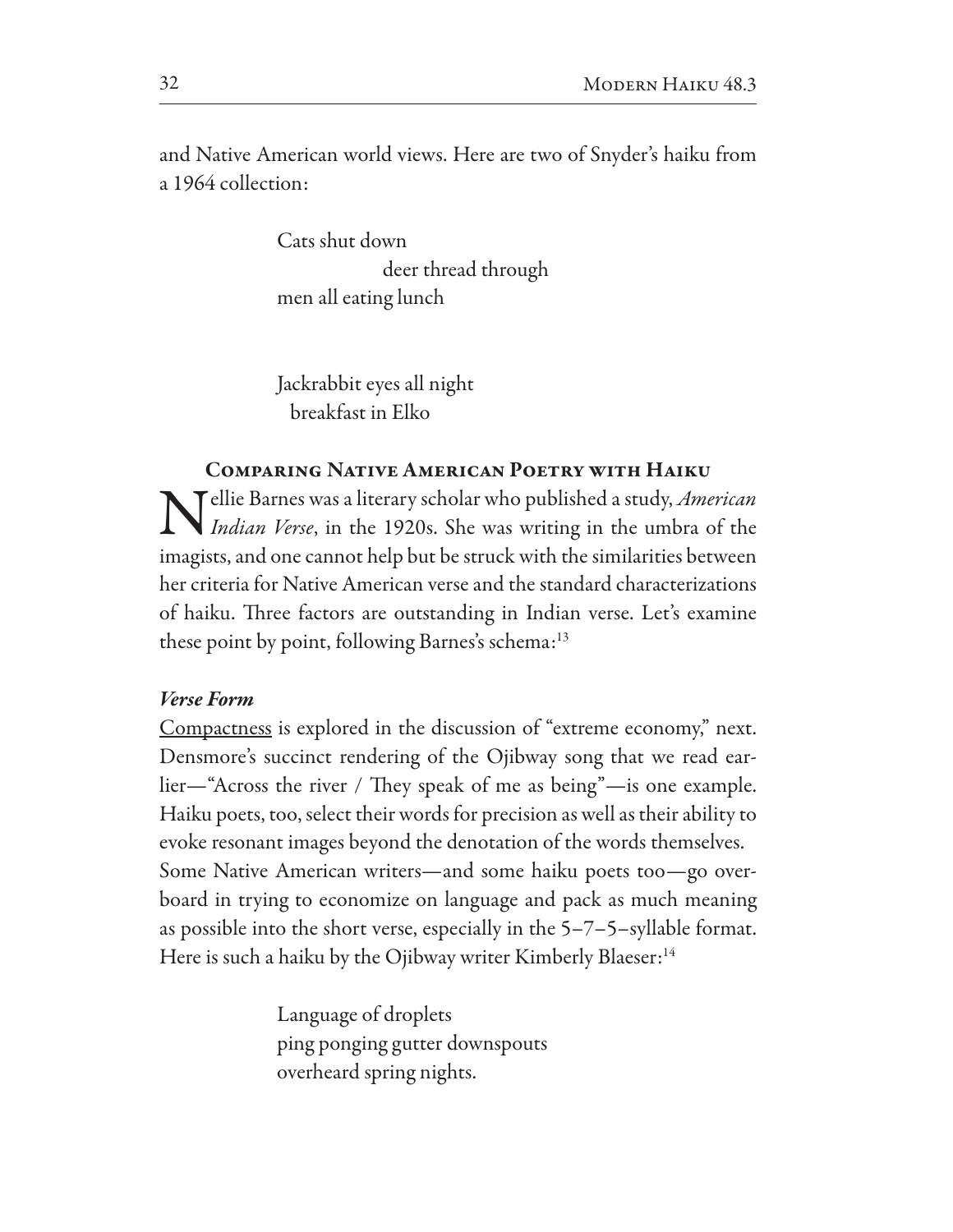and Native American world views. Here are two of Snyder's haiku from a 1964 collection:

> Cats shut down
>           deer thread through
> men all eating lunch

> Jackrabbit eyes all night
>   breakfast in Elko

## Comparing Native American Poetry with Haiku

Nellie Barnes was a literary scholar who published a study, *American Indian Verse*, in the 1920s. She was writing in the umbra of the imagists, and one cannot help but be struck with the similarities between her criteria for Native American verse and the standard characterizations of haiku. Three factors are outstanding in Indian verse. Let's examine these point by point, following Barnes's schema:[13]

### *Verse Form*

<u>Compactness</u> is explored in the discussion of "extreme economy," next. Densmore's succinct rendering of the Ojibway song that we read earlier—"Across the river / They speak of me as being"—is one example. Haiku poets, too, select their words for precision as well as their ability to evoke resonant images beyond the denotation of the words themselves. Some Native American writers—and some haiku poets too—go overboard in trying to economize on language and pack as much meaning as possible into the short verse, especially in the 5–7–5–syllable format. Here is such a haiku by the Ojibway writer Kimberly Blaeser:[14]

> Language of droplets
> ping ponging gutter downspouts
> overheard spring nights.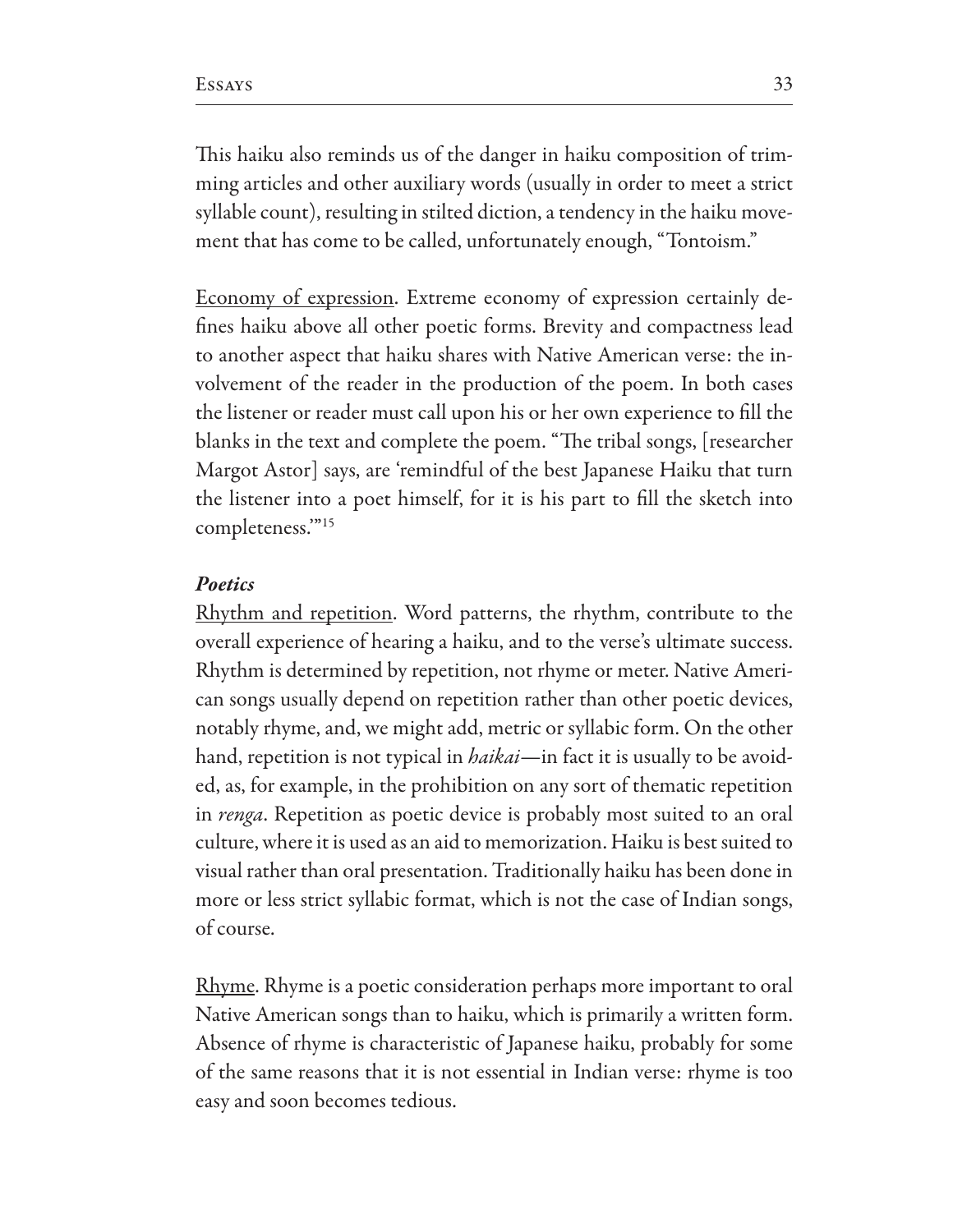This haiku also reminds us of the danger in haiku composition of trimming articles and other auxiliary words (usually in order to meet a strict syllable count), resulting in stilted diction, a tendency in the haiku movement that has come to be called, unfortunately enough, "Tontoism."

<u>Economy of expression</u>. Extreme economy of expression certainly defines haiku above all other poetic forms. Brevity and compactness lead to another aspect that haiku shares with Native American verse: the involvement of the reader in the production of the poem. In both cases the listener or reader must call upon his or her own experience to fill the blanks in the text and complete the poem. "The tribal songs, [researcher Margot Astor] says, are 'remindful of the best Japanese Haiku that turn the listener into a poet himself, for it is his part to fill the sketch into completeness.'"[15]

### *Poetics*

<u>Rhythm and repetition</u>. Word patterns, the rhythm, contribute to the overall experience of hearing a haiku, and to the verse's ultimate success. Rhythm is determined by repetition, not rhyme or meter. Native American songs usually depend on repetition rather than other poetic devices, notably rhyme, and, we might add, metric or syllabic form. On the other hand, repetition is not typical in *haikai*—in fact it is usually to be avoided, as, for example, in the prohibition on any sort of thematic repetition in *renga*. Repetition as poetic device is probably most suited to an oral culture, where it is used as an aid to memorization. Haiku is best suited to visual rather than oral presentation. Traditionally haiku has been done in more or less strict syllabic format, which is not the case of Indian songs, of course.

<u>Rhyme</u>. Rhyme is a poetic consideration perhaps more important to oral Native American songs than to haiku, which is primarily a written form. Absence of rhyme is characteristic of Japanese haiku, probably for some of the same reasons that it is not essential in Indian verse: rhyme is too easy and soon becomes tedious.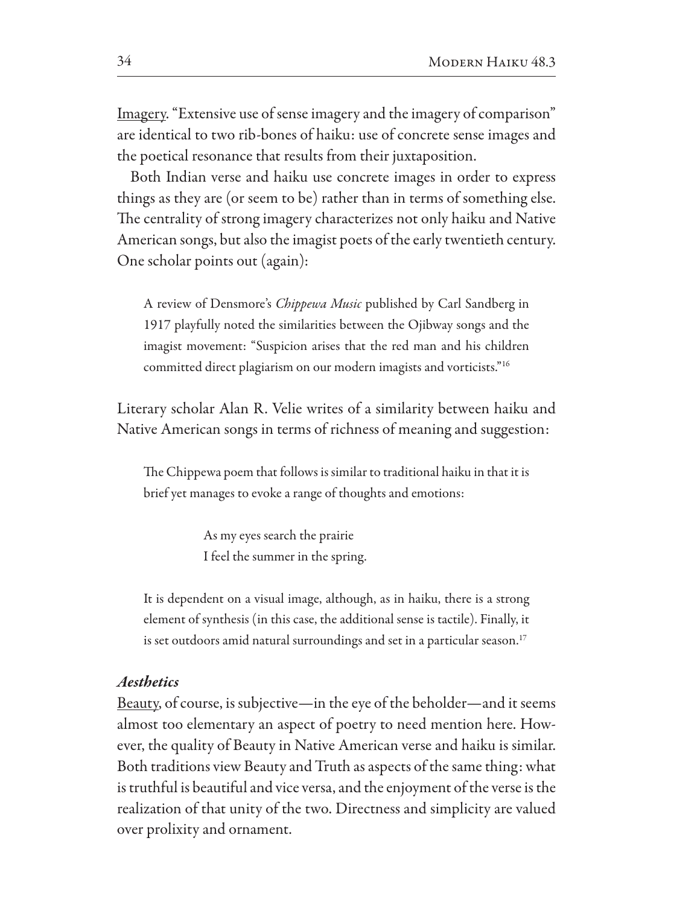Imagery. "Extensive use of sense imagery and the imagery of comparison" are identical to two rib-bones of haiku: use of concrete sense images and the poetical resonance that results from their juxtaposition.

Both Indian verse and haiku use concrete images in order to express things as they are (or seem to be) rather than in terms of something else. The centrality of strong imagery characterizes not only haiku and Native American songs, but also the imagist poets of the early twentieth century. One scholar points out (again):

> A review of Densmore's *Chippewa Music* published by Carl Sandberg in 1917 playfully noted the similarities between the Ojibway songs and the imagist movement: "Suspicion arises that the red man and his children committed direct plagiarism on our modern imagists and vorticists."[16]

Literary scholar Alan R. Velie writes of a similarity between haiku and Native American songs in terms of richness of meaning and suggestion:

> The Chippewa poem that follows is similar to traditional haiku in that it is brief yet manages to evoke a range of thoughts and emotions:
>
> As my eyes search the prairie
> I feel the summer in the spring.
>
> It is dependent on a visual image, although, as in haiku, there is a strong element of synthesis (in this case, the additional sense is tactile). Finally, it is set outdoors amid natural surroundings and set in a particular season.[17]

### *Aesthetics*

Beauty, of course, is subjective—in the eye of the beholder—and it seems almost too elementary an aspect of poetry to need mention here. However, the quality of Beauty in Native American verse and haiku is similar. Both traditions view Beauty and Truth as aspects of the same thing: what is truthful is beautiful and vice versa, and the enjoyment of the verse is the realization of that unity of the two. Directness and simplicity are valued over prolixity and ornament.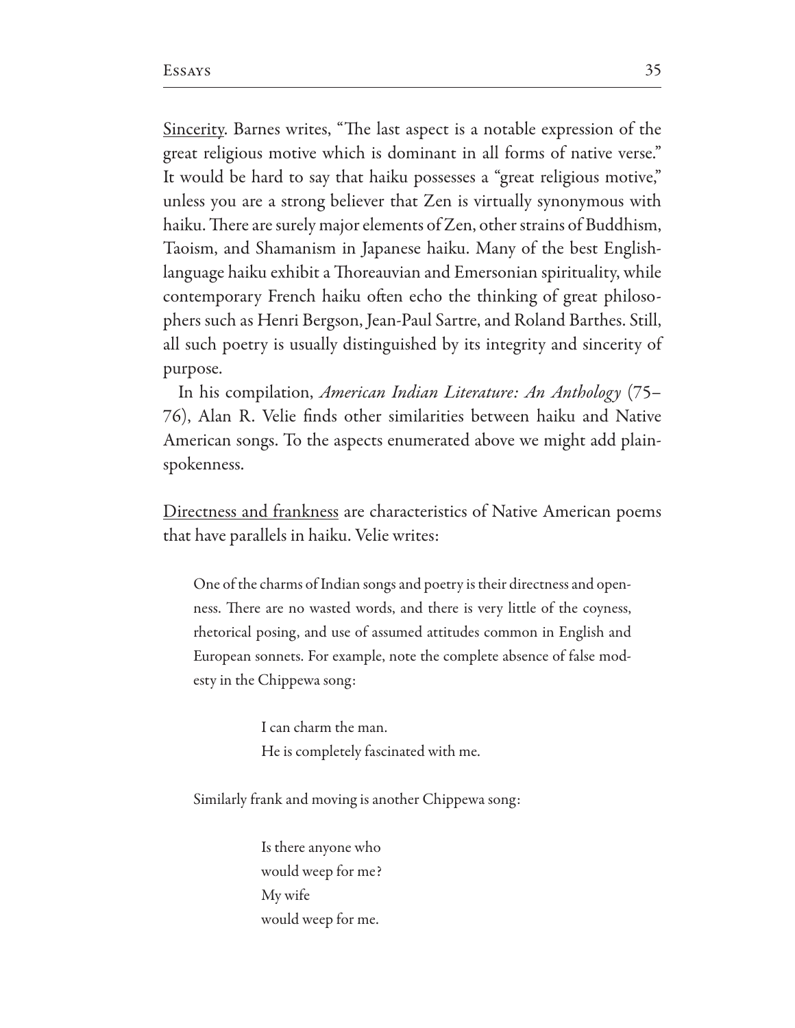Sincerity. Barnes writes, "The last aspect is a notable expression of the great religious motive which is dominant in all forms of native verse." It would be hard to say that haiku possesses a "great religious motive," unless you are a strong believer that Zen is virtually synonymous with haiku. There are surely major elements of Zen, other strains of Buddhism, Taoism, and Shamanism in Japanese haiku. Many of the best English-language haiku exhibit a Thoreauvian and Emersonian spirituality, while contemporary French haiku often echo the thinking of great philosophers such as Henri Bergson, Jean-Paul Sartre, and Roland Barthes. Still, all such poetry is usually distinguished by its integrity and sincerity of purpose.

In his compilation, *American Indian Literature: An Anthology* (75–76), Alan R. Velie finds other similarities between haiku and Native American songs. To the aspects enumerated above we might add plain-spokenness.

Directness and frankness are characteristics of Native American poems that have parallels in haiku. Velie writes:

> One of the charms of Indian songs and poetry is their directness and openness. There are no wasted words, and there is very little of the coyness, rhetorical posing, and use of assumed attitudes common in English and European sonnets. For example, note the complete absence of false modesty in the Chippewa song:
>
> I can charm the man.
> He is completely fascinated with me.
>
> Similarly frank and moving is another Chippewa song:
>
> Is there anyone who
> would weep for me?
> My wife
> would weep for me.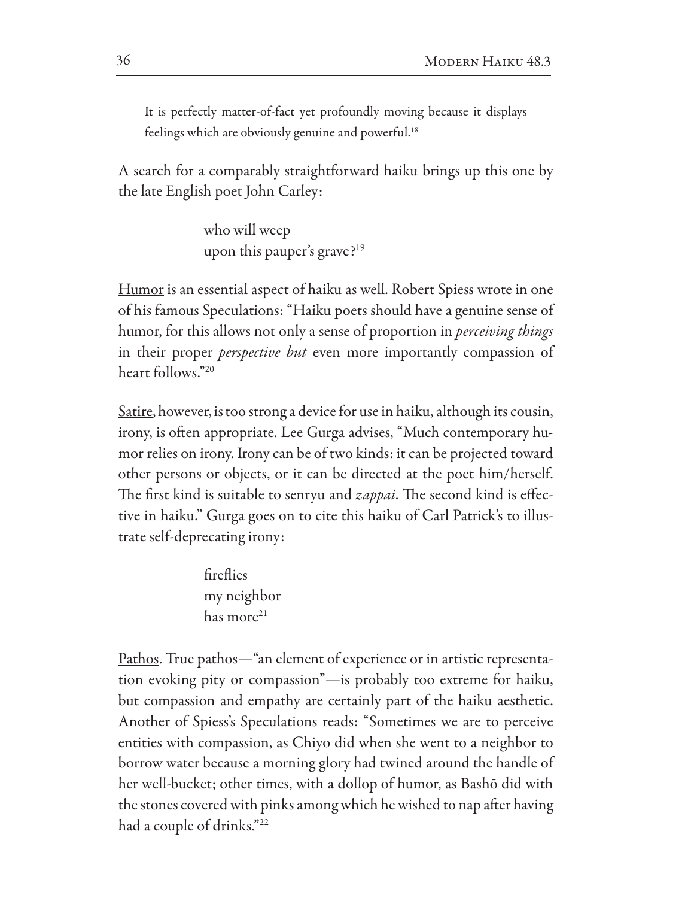> It is perfectly matter-of-fact yet profoundly moving because it displays feelings which are obviously genuine and powerful.[18]

A search for a comparably straightforward haiku brings up this one by the late English poet John Carley:

> who will weep  
> upon this pauper's grave?[19]

Humor is an essential aspect of haiku as well. Robert Spiess wrote in one of his famous Speculations: "Haiku poets should have a genuine sense of humor, for this allows not only a sense of proportion in *perceiving things* in their proper *perspective but* even more importantly compassion of heart follows."[20]

Satire, however, is too strong a device for use in haiku, although its cousin, irony, is often appropriate. Lee Gurga advises, "Much contemporary humor relies on irony. Irony can be of two kinds: it can be projected toward other persons or objects, or it can be directed at the poet him/herself. The first kind is suitable to senryu and *zappai*. The second kind is effective in haiku." Gurga goes on to cite this haiku of Carl Patrick's to illustrate self-deprecating irony:

> fireflies  
> my neighbor  
> has more[21]

Pathos. True pathos—"an element of experience or in artistic representation evoking pity or compassion"—is probably too extreme for haiku, but compassion and empathy are certainly part of the haiku aesthetic. Another of Spiess's Speculations reads: "Sometimes we are to perceive entities with compassion, as Chiyo did when she went to a neighbor to borrow water because a morning glory had twined around the handle of her well-bucket; other times, with a dollop of humor, as Bashō did with the stones covered with pinks among which he wished to nap after having had a couple of drinks."[22]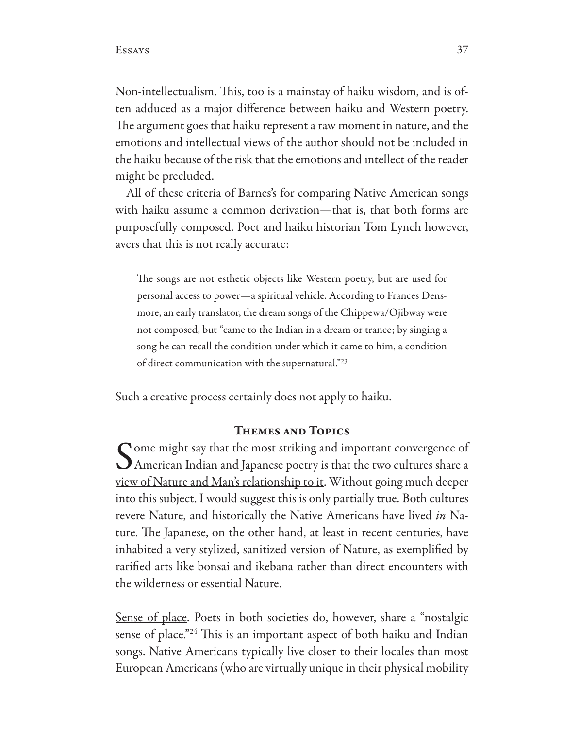Non-intellectualism. This, too is a mainstay of haiku wisdom, and is often adduced as a major difference between haiku and Western poetry. The argument goes that haiku represent a raw moment in nature, and the emotions and intellectual views of the author should not be included in the haiku because of the risk that the emotions and intellect of the reader might be precluded.

All of these criteria of Barnes's for comparing Native American songs with haiku assume a common derivation—that is, that both forms are purposefully composed. Poet and haiku historian Tom Lynch however, avers that this is not really accurate:

> The songs are not esthetic objects like Western poetry, but are used for personal access to power—a spiritual vehicle. According to Frances Densmore, an early translator, the dream songs of the Chippewa/Ojibway were not composed, but "came to the Indian in a dream or trance; by singing a song he can recall the condition under which it came to him, a condition of direct communication with the supernatural."[23]

Such a creative process certainly does not apply to haiku.

### Themes and Topics

Some might say that the most striking and important convergence of American Indian and Japanese poetry is that the two cultures share a view of Nature and Man's relationship to it. Without going much deeper into this subject, I would suggest this is only partially true. Both cultures revere Nature, and historically the Native Americans have lived *in* Nature. The Japanese, on the other hand, at least in recent centuries, have inhabited a very stylized, sanitized version of Nature, as exemplified by rarified arts like bonsai and ikebana rather than direct encounters with the wilderness or essential Nature.

Sense of place. Poets in both societies do, however, share a "nostalgic sense of place."[24] This is an important aspect of both haiku and Indian songs. Native Americans typically live closer to their locales than most European Americans (who are virtually unique in their physical mobility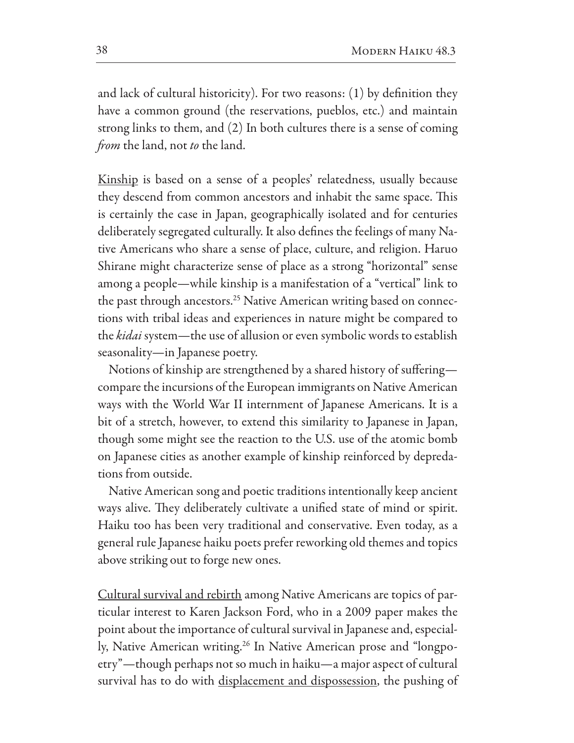and lack of cultural historicity). For two reasons: (1) by definition they have a common ground (the reservations, pueblos, etc.) and maintain strong links to them, and (2) In both cultures there is a sense of coming *from* the land, not *to* the land.

<u>Kinship</u> is based on a sense of a peoples' relatedness, usually because they descend from common ancestors and inhabit the same space. This is certainly the case in Japan, geographically isolated and for centuries deliberately segregated culturally. It also defines the feelings of many Native Americans who share a sense of place, culture, and religion. Haruo Shirane might characterize sense of place as a strong "horizontal" sense among a people—while kinship is a manifestation of a "vertical" link to the past through ancestors.[25] Native American writing based on connections with tribal ideas and experiences in nature might be compared to the *kidai* system—the use of allusion or even symbolic words to establish seasonality—in Japanese poetry.

Notions of kinship are strengthened by a shared history of suffering—compare the incursions of the European immigrants on Native American ways with the World War II internment of Japanese Americans. It is a bit of a stretch, however, to extend this similarity to Japanese in Japan, though some might see the reaction to the U.S. use of the atomic bomb on Japanese cities as another example of kinship reinforced by depredations from outside.

Native American song and poetic traditions intentionally keep ancient ways alive. They deliberately cultivate a unified state of mind or spirit. Haiku too has been very traditional and conservative. Even today, as a general rule Japanese haiku poets prefer reworking old themes and topics above striking out to forge new ones.

<u>Cultural survival and rebirth</u> among Native Americans are topics of particular interest to Karen Jackson Ford, who in a 2009 paper makes the point about the importance of cultural survival in Japanese and, especially, Native American writing.[26] In Native American prose and "longpoetry"—though perhaps not so much in haiku—a major aspect of cultural survival has to do with <u>displacement and dispossession</u>, the pushing of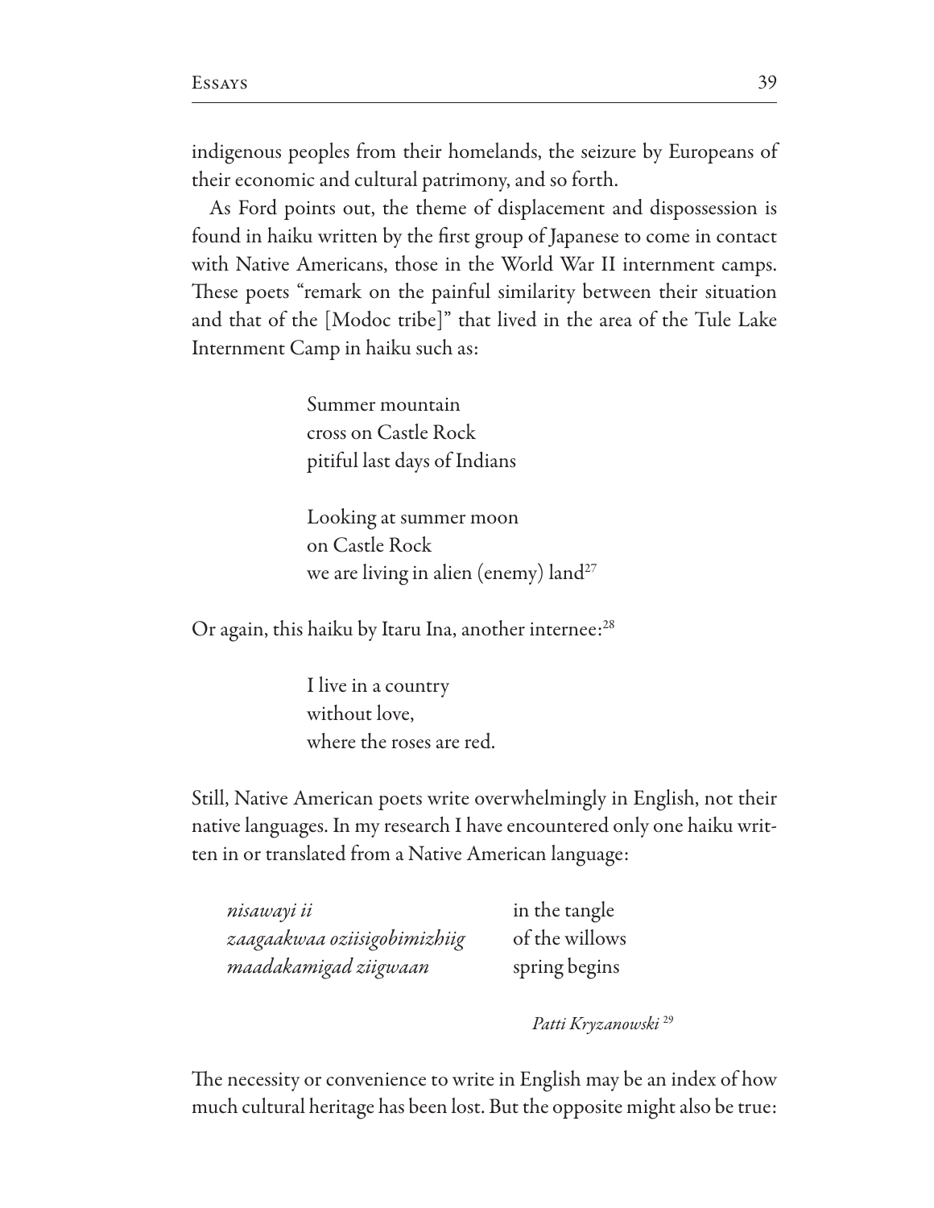indigenous peoples from their homelands, the seizure by Europeans of their economic and cultural patrimony, and so forth.

As Ford points out, the theme of displacement and dispossession is found in haiku written by the first group of Japanese to come in contact with Native Americans, those in the World War II internment camps. These poets "remark on the painful similarity between their situation and that of the [Modoc tribe]" that lived in the area of the Tule Lake Internment Camp in haiku such as:

> Summer mountain
> cross on Castle Rock
> pitiful last days of Indians
>
> Looking at summer moon
> on Castle Rock
> we are living in alien (enemy) land[27]

Or again, this haiku by Itaru Ina, another internee:[28]

> I live in a country
> without love,
> where the roses are red.

Still, Native American poets write overwhelmingly in English, not their native languages. In my research I have encountered only one haiku written in or translated from a Native American language:

| | |
|---|---|
| *nisawayi ii* | in the tangle |
| *zaagaakwaa oziisigobimizhiig* | of the willows |
| *maadakamigad ziigwaan* | spring begins |

*Patti Kryzanowski* [29]

The necessity or convenience to write in English may be an index of how much cultural heritage has been lost. But the opposite might also be true: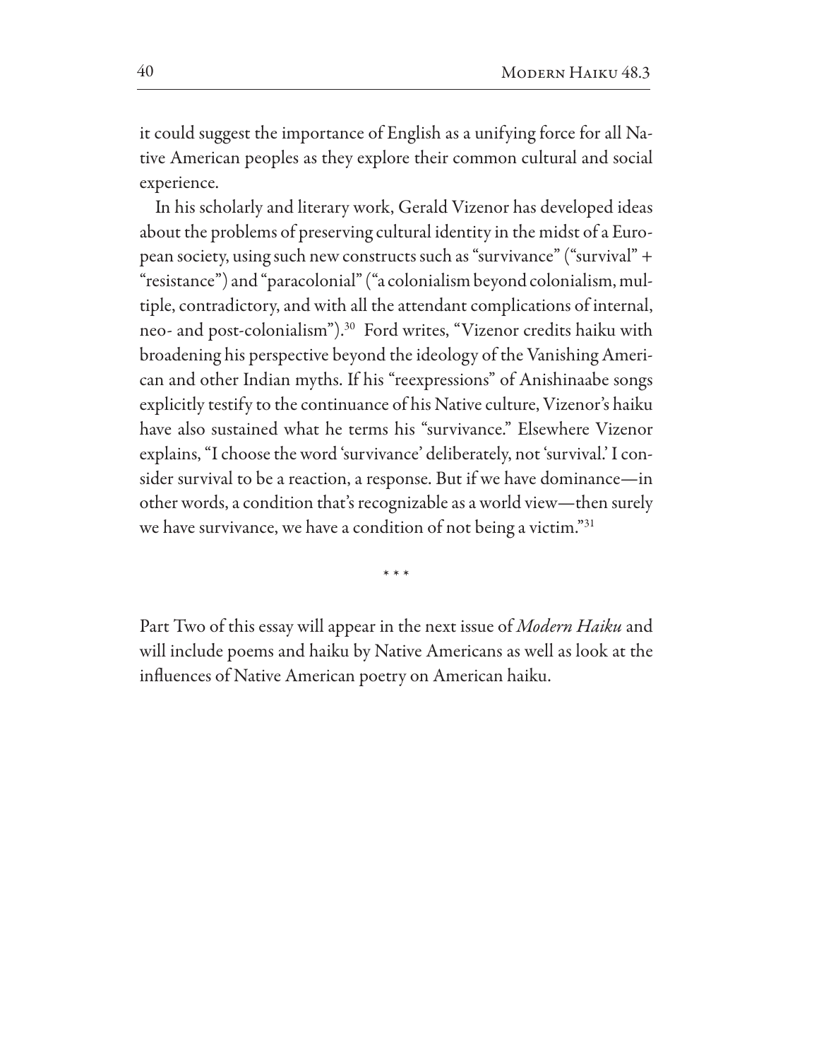it could suggest the importance of English as a unifying force for all Native American peoples as they explore their common cultural and social experience.

In his scholarly and literary work, Gerald Vizenor has developed ideas about the problems of preserving cultural identity in the midst of a European society, using such new constructs such as "survivance" ("survival" + "resistance") and "paracolonial" ("a colonialism beyond colonialism, multiple, contradictory, and with all the attendant complications of internal, neo- and post-colonialism").[30] Ford writes, "Vizenor credits haiku with broadening his perspective beyond the ideology of the Vanishing American and other Indian myths. If his "reexpressions" of Anishinaabe songs explicitly testify to the continuance of his Native culture, Vizenor's haiku have also sustained what he terms his "survivance." Elsewhere Vizenor explains, "I choose the word 'survivance' deliberately, not 'survival.' I consider survival to be a reaction, a response. But if we have dominance—in other words, a condition that's recognizable as a world view—then surely we have survivance, we have a condition of not being a victim."[31]

\* \* \*

Part Two of this essay will appear in the next issue of *Modern Haiku* and will include poems and haiku by Native Americans as well as look at the influences of Native American poetry on American haiku.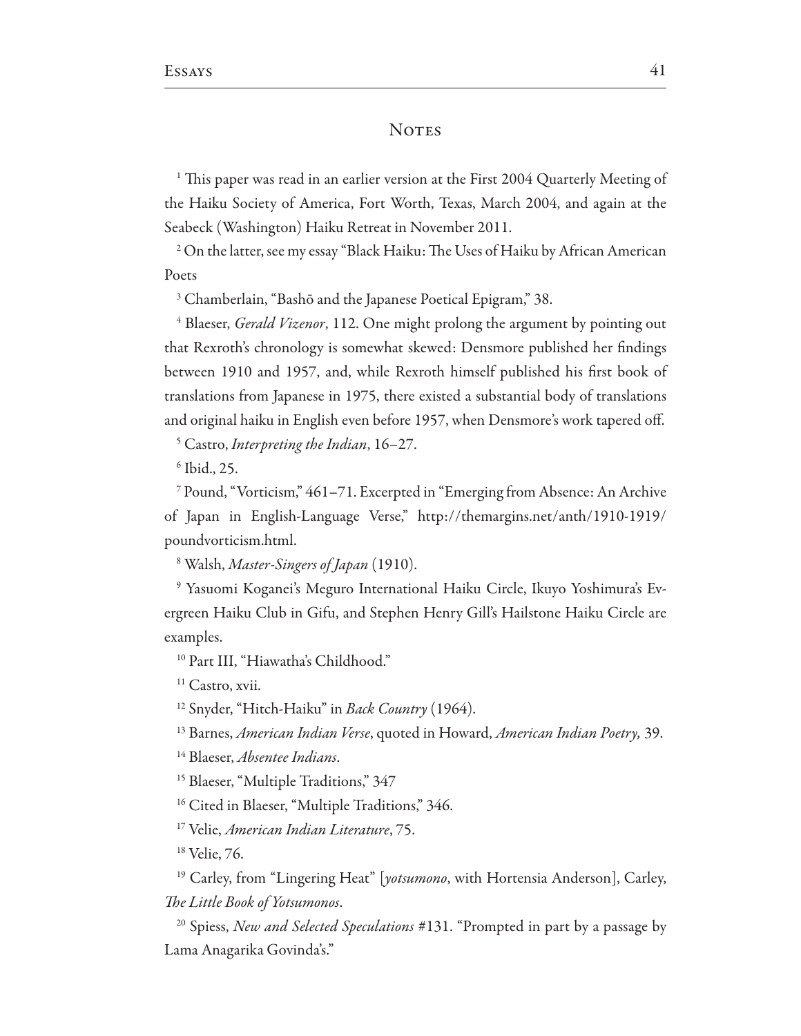## Notes

[1] This paper was read in an earlier version at the First 2004 Quarterly Meeting of the Haiku Society of America, Fort Worth, Texas, March 2004, and again at the Seabeck (Washington) Haiku Retreat in November 2011.

[2] On the latter, see my essay "Black Haiku: The Uses of Haiku by African American Poets

[3] Chamberlain, "Bashō and the Japanese Poetical Epigram," 38.

[4] Blaeser, *Gerald Vizenor*, 112. One might prolong the argument by pointing out that Rexroth's chronology is somewhat skewed: Densmore published her findings between 1910 and 1957, and, while Rexroth himself published his first book of translations from Japanese in 1975, there existed a substantial body of translations and original haiku in English even before 1957, when Densmore's work tapered off.

[5] Castro, *Interpreting the Indian*, 16–27.

[6] Ibid., 25.

[7] Pound, "Vorticism," 461–71. Excerpted in "Emerging from Absence: An Archive of Japan in English-Language Verse," http://themargins.net/anth/1910-1919/poundvorticism.html.

[8] Walsh, *Master-Singers of Japan* (1910).

[9] Yasuomi Koganei's Meguro International Haiku Circle, Ikuyo Yoshimura's Evergreen Haiku Club in Gifu, and Stephen Henry Gill's Hailstone Haiku Circle are examples.

[10] Part III, "Hiawatha's Childhood."

[11] Castro, xvii.

[12] Snyder, "Hitch-Haiku" in *Back Country* (1964).

[13] Barnes, *American Indian Verse*, quoted in Howard, *American Indian Poetry,* 39.

[14] Blaeser, *Absentee Indians*.

[15] Blaeser, "Multiple Traditions," 347

[16] Cited in Blaeser, "Multiple Traditions," 346.

[17] Velie, *American Indian Literature*, 75.

[18] Velie, 76.

[19] Carley, from "Lingering Heat" [*yotsumono*, with Hortensia Anderson], Carley, *The Little Book of Yotsumonos*.

[20] Spiess, *New and Selected Speculations* #131. "Prompted in part by a passage by Lama Anagarika Govinda's."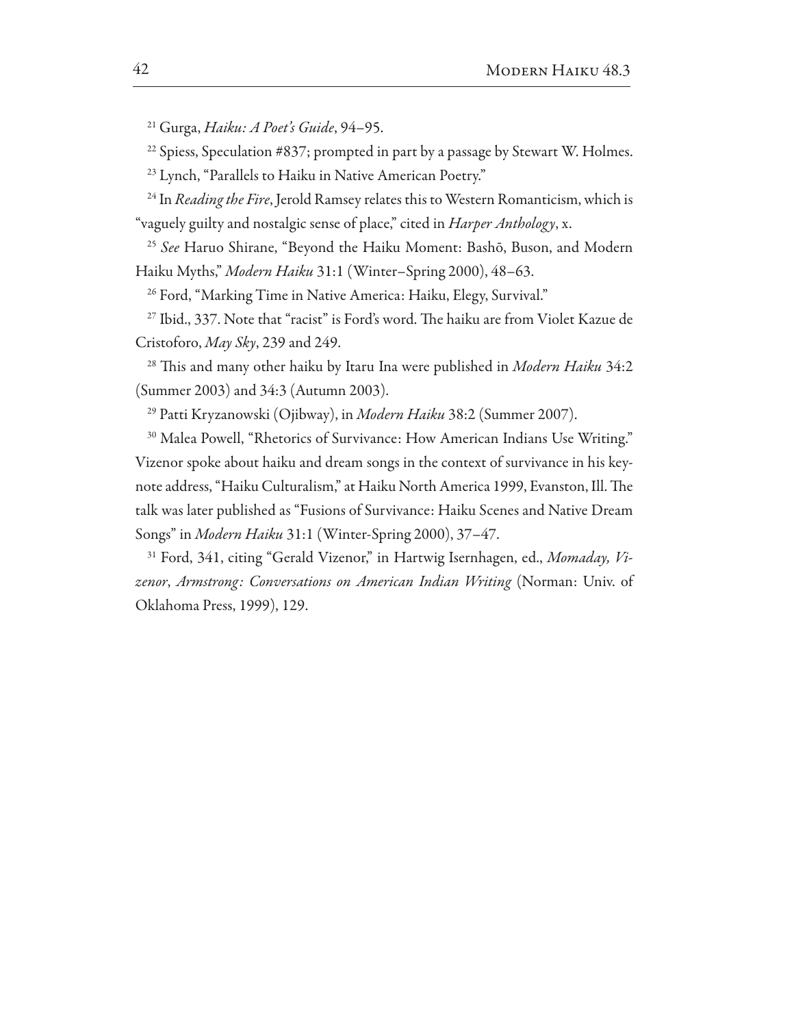[21] Gurga, *Haiku: A Poet's Guide*, 94–95.

[22] Spiess, Speculation #837; prompted in part by a passage by Stewart W. Holmes.

[23] Lynch, "Parallels to Haiku in Native American Poetry."

[24] In *Reading the Fire*, Jerold Ramsey relates this to Western Romanticism, which is "vaguely guilty and nostalgic sense of place," cited in *Harper Anthology*, x.

[25] *See* Haruo Shirane, "Beyond the Haiku Moment: Bashō, Buson, and Modern Haiku Myths," *Modern Haiku* 31:1 (Winter–Spring 2000), 48–63.

[26] Ford, "Marking Time in Native America: Haiku, Elegy, Survival."

[27] Ibid., 337. Note that "racist" is Ford's word. The haiku are from Violet Kazue de Cristoforo, *May Sky*, 239 and 249.

[28] This and many other haiku by Itaru Ina were published in *Modern Haiku* 34:2 (Summer 2003) and 34:3 (Autumn 2003).

[29] Patti Kryzanowski (Ojibway), in *Modern Haiku* 38:2 (Summer 2007).

[30] Malea Powell, "Rhetorics of Survivance: How American Indians Use Writing." Vizenor spoke about haiku and dream songs in the context of survivance in his keynote address, "Haiku Culturalism," at Haiku North America 1999, Evanston, Ill. The talk was later published as "Fusions of Survivance: Haiku Scenes and Native Dream Songs" in *Modern Haiku* 31:1 (Winter-Spring 2000), 37–47.

[31] Ford, 341, citing "Gerald Vizenor," in Hartwig Isernhagen, ed., *Momaday, Vizenor, Armstrong: Conversations on American Indian Writing* (Norman: Univ. of Oklahoma Press, 1999), 129.